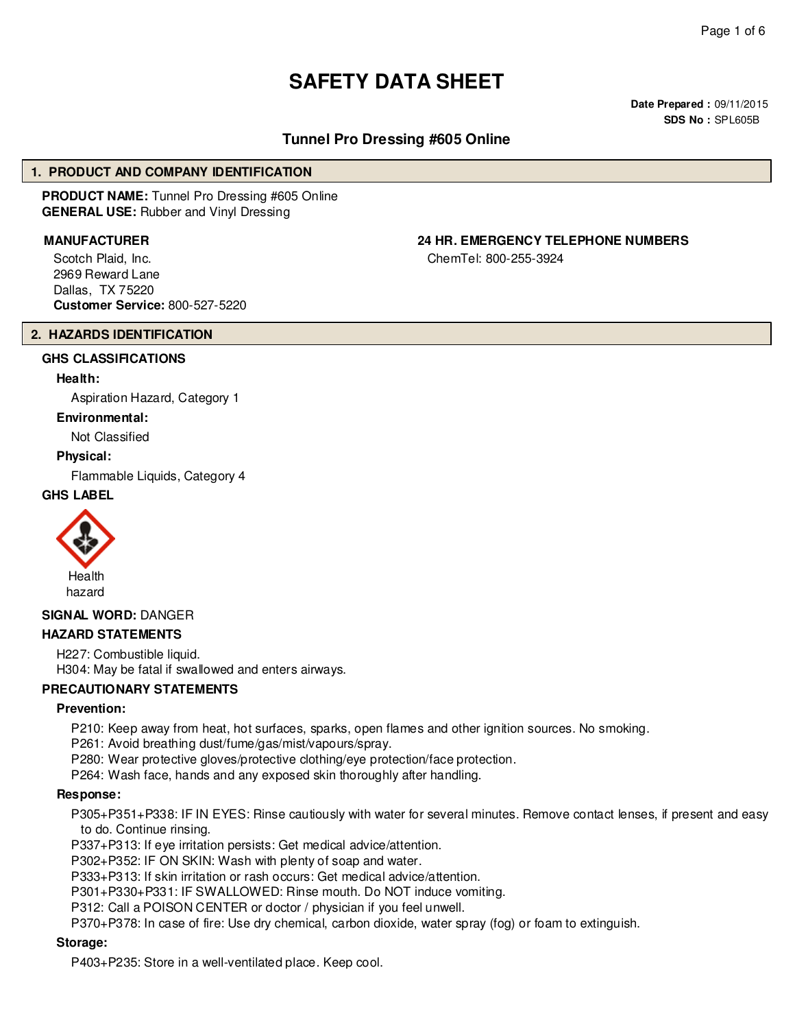# SAFETY DATA SHEET

**Date Prepared :** 09/11/2015
**SDS No :** SPL605B

## Tunnel Pro Dressing #605 Online

## 1. PRODUCT AND COMPANY IDENTIFICATION

**PRODUCT NAME:** Tunnel Pro Dressing #605 Online
**GENERAL USE:** Rubber and Vinyl Dressing

**MANUFACTURER**

Scotch Plaid, Inc.
2969 Reward Lane
Dallas, TX 75220
**Customer Service:** 800-527-5220

**24 HR. EMERGENCY TELEPHONE NUMBERS**

ChemTel: 800-255-3924

## 2. HAZARDS IDENTIFICATION

**GHS CLASSIFICATIONS**

**Health:**

Aspiration Hazard, Category 1

**Environmental:**

Not Classified

**Physical:**

Flammable Liquids, Category 4

**GHS LABEL**

Health hazard

**SIGNAL WORD:** DANGER

**HAZARD STATEMENTS**

H227: Combustible liquid.
H304: May be fatal if swallowed and enters airways.

**PRECAUTIONARY STATEMENTS**

**Prevention:**

P210: Keep away from heat, hot surfaces, sparks, open flames and other ignition sources. No smoking.
P261: Avoid breathing dust/fume/gas/mist/vapours/spray.
P280: Wear protective gloves/protective clothing/eye protection/face protection.
P264: Wash face, hands and any exposed skin thoroughly after handling.

**Response:**

P305+P351+P338: IF IN EYES: Rinse cautiously with water for several minutes. Remove contact lenses, if present and easy to do. Continue rinsing.
P337+P313: If eye irritation persists: Get medical advice/attention.
P302+P352: IF ON SKIN: Wash with plenty of soap and water.
P333+P313: If skin irritation or rash occurs: Get medical advice/attention.
P301+P330+P331: IF SWALLOWED: Rinse mouth. Do NOT induce vomiting.
P312: Call a POISON CENTER or doctor / physician if you feel unwell.
P370+P378: In case of fire: Use dry chemical, carbon dioxide, water spray (fog) or foam to extinguish.

**Storage:**

P403+P235: Store in a well-ventilated place. Keep cool.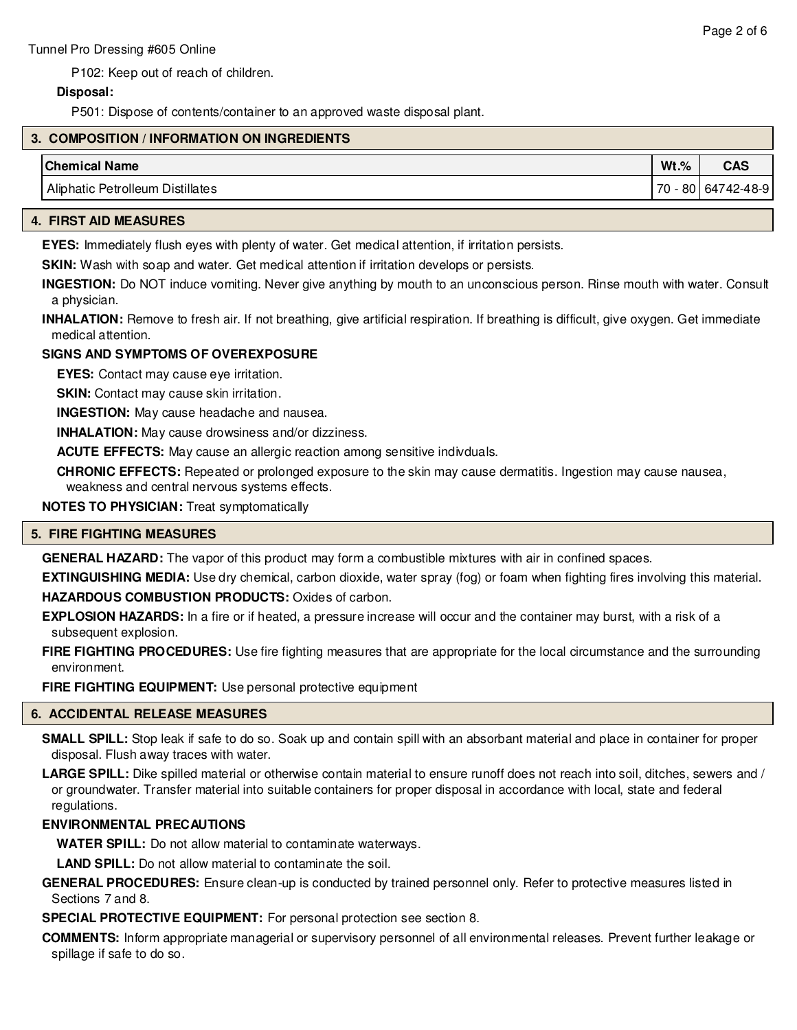P102: Keep out of reach of children.

**Disposal:**

P501: Dispose of contents/container to an approved waste disposal plant.

## 3. COMPOSITION / INFORMATION ON INGREDIENTS

| Chemical Name | Wt.% | CAS |
|---|---|---|
| Aliphatic Petrolleum Distillates | 70 - 80 | 64742-48-9 |

## 4. FIRST AID MEASURES

**EYES:** Immediately flush eyes with plenty of water. Get medical attention, if irritation persists.

**SKIN:** Wash with soap and water. Get medical attention if irritation develops or persists.

**INGESTION:** Do NOT induce vomiting. Never give anything by mouth to an unconscious person. Rinse mouth with water. Consult a physician.

**INHALATION:** Remove to fresh air. If not breathing, give artificial respiration. If breathing is difficult, give oxygen. Get immediate medical attention.

**SIGNS AND SYMPTOMS OF OVEREXPOSURE**

**EYES:** Contact may cause eye irritation.

**SKIN:** Contact may cause skin irritation.

**INGESTION:** May cause headache and nausea.

**INHALATION:** May cause drowsiness and/or dizziness.

**ACUTE EFFECTS:** May cause an allergic reaction among sensitive indivduals.

**CHRONIC EFFECTS:** Repeated or prolonged exposure to the skin may cause dermatitis. Ingestion may cause nausea, weakness and central nervous systems effects.

**NOTES TO PHYSICIAN:** Treat symptomatically

## 5. FIRE FIGHTING MEASURES

**GENERAL HAZARD:** The vapor of this product may form a combustible mixtures with air in confined spaces.

**EXTINGUISHING MEDIA:** Use dry chemical, carbon dioxide, water spray (fog) or foam when fighting fires involving this material.

**HAZARDOUS COMBUSTION PRODUCTS:** Oxides of carbon.

**EXPLOSION HAZARDS:** In a fire or if heated, a pressure increase will occur and the container may burst, with a risk of a subsequent explosion.

**FIRE FIGHTING PROCEDURES:** Use fire fighting measures that are appropriate for the local circumstance and the surrounding environment.

**FIRE FIGHTING EQUIPMENT:** Use personal protective equipment

## 6. ACCIDENTAL RELEASE MEASURES

**SMALL SPILL:** Stop leak if safe to do so. Soak up and contain spill with an absorbant material and place in container for proper disposal. Flush away traces with water.

**LARGE SPILL:** Dike spilled material or otherwise contain material to ensure runoff does not reach into soil, ditches, sewers and / or groundwater. Transfer material into suitable containers for proper disposal in accordance with local, state and federal regulations.

**ENVIRONMENTAL PRECAUTIONS**

**WATER SPILL:** Do not allow material to contaminate waterways.

**LAND SPILL:** Do not allow material to contaminate the soil.

**GENERAL PROCEDURES:** Ensure clean-up is conducted by trained personnel only. Refer to protective measures listed in Sections 7 and 8.

**SPECIAL PROTECTIVE EQUIPMENT:** For personal protection see section 8.

**COMMENTS:** Inform appropriate managerial or supervisory personnel of all environmental releases. Prevent further leakage or spillage if safe to do so.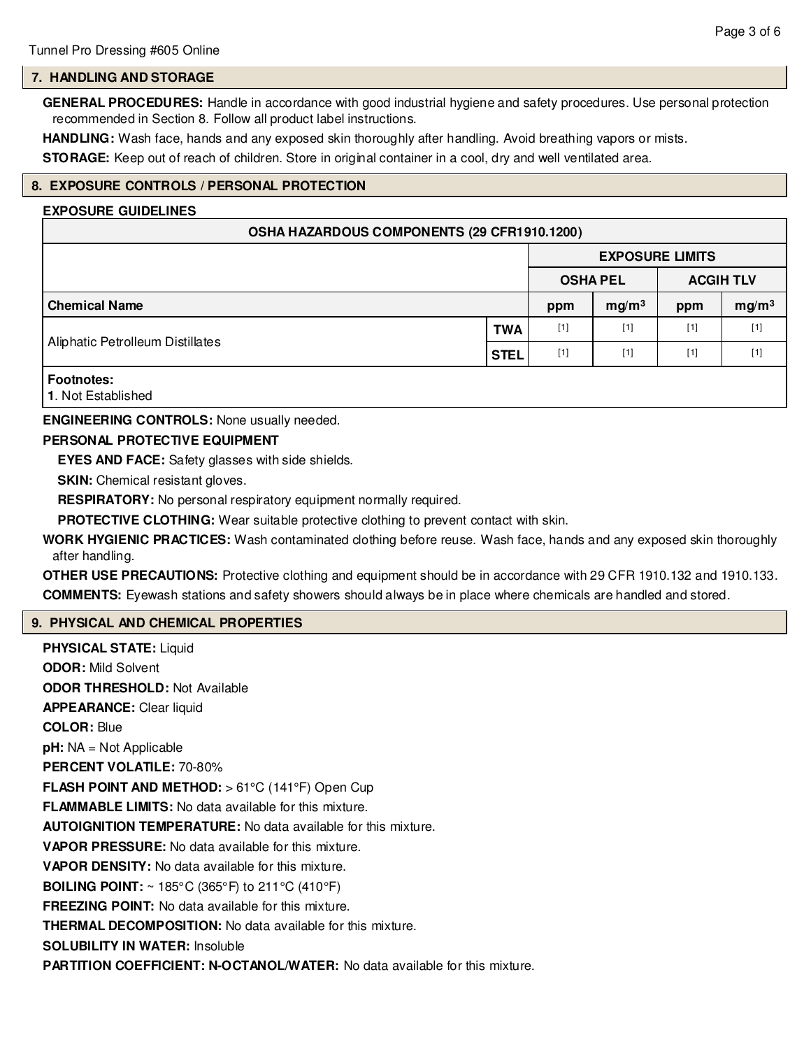## 7. HANDLING AND STORAGE

**GENERAL PROCEDURES:** Handle in accordance with good industrial hygiene and safety procedures. Use personal protection recommended in Section 8. Follow all product label instructions.

**HANDLING:** Wash face, hands and any exposed skin thoroughly after handling. Avoid breathing vapors or mists.

**STORAGE:** Keep out of reach of children. Store in original container in a cool, dry and well ventilated area.

## 8. EXPOSURE CONTROLS / PERSONAL PROTECTION

**EXPOSURE GUIDELINES**

| OSHA HAZARDOUS COMPONENTS (29 CFR1910.1200) | | | | | |
|---|---|---|---|---|---|
| | | EXPOSURE LIMITS | | | |
| | | OSHA PEL | | ACGIH TLV | |
| **Chemical Name** | | ppm | $mg/m^3$ | ppm | $mg/m^3$ |
| Aliphatic Petrolleum Distillates | TWA | [1] | [1] | [1] | [1] |
| | STEL | [1] | [1] | [1] | [1] |

**Footnotes:**
**1**. Not Established

**ENGINEERING CONTROLS:** None usually needed.

**PERSONAL PROTECTIVE EQUIPMENT**

**EYES AND FACE:** Safety glasses with side shields.

**SKIN:** Chemical resistant gloves.

**RESPIRATORY:** No personal respiratory equipment normally required.

**PROTECTIVE CLOTHING:** Wear suitable protective clothing to prevent contact with skin.

**WORK HYGIENIC PRACTICES:** Wash contaminated clothing before reuse. Wash face, hands and any exposed skin thoroughly after handling.

**OTHER USE PRECAUTIONS:** Protective clothing and equipment should be in accordance with 29 CFR 1910.132 and 1910.133.

**COMMENTS:** Eyewash stations and safety showers should always be in place where chemicals are handled and stored.

## 9. PHYSICAL AND CHEMICAL PROPERTIES

**PHYSICAL STATE:** Liquid

**ODOR:** Mild Solvent

**ODOR THRESHOLD:** Not Available

**APPEARANCE:** Clear liquid

**COLOR:** Blue

**pH:** NA = Not Applicable

**PERCENT VOLATILE:** 70-80%

**FLASH POINT AND METHOD:** > 61°C (141°F) Open Cup

**FLAMMABLE LIMITS:** No data available for this mixture.

**AUTOIGNITION TEMPERATURE:** No data available for this mixture.

**VAPOR PRESSURE:** No data available for this mixture.

**VAPOR DENSITY:** No data available for this mixture.

**BOILING POINT:** ~ 185°C (365°F) to 211°C (410°F)

**FREEZING POINT:** No data available for this mixture.

**THERMAL DECOMPOSITION:** No data available for this mixture.

**SOLUBILITY IN WATER:** Insoluble

**PARTITION COEFFICIENT: N-OCTANOL/WATER:** No data available for this mixture.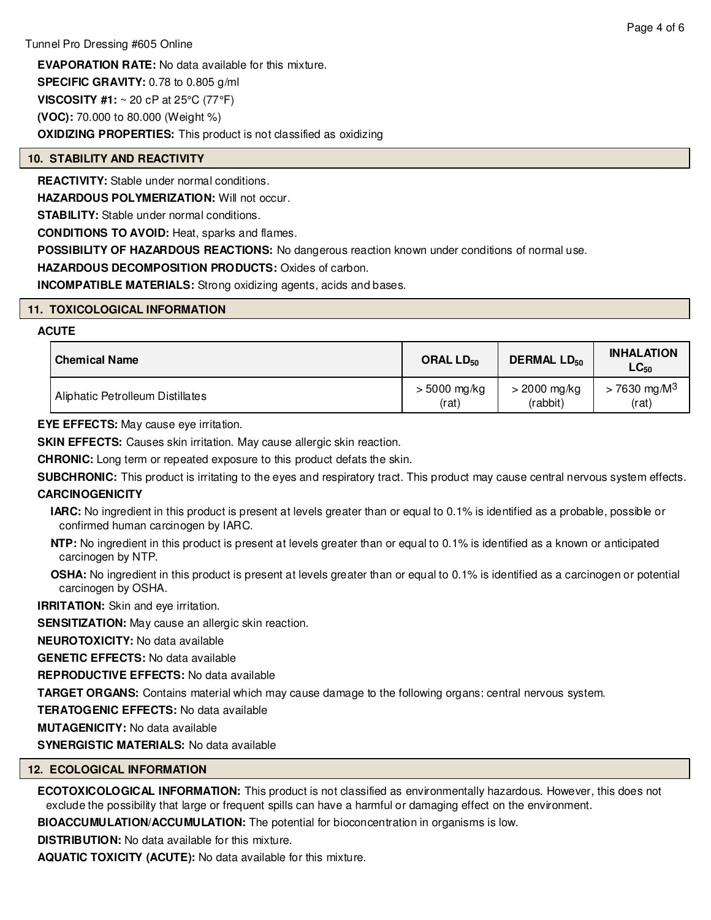**EVAPORATION RATE:** No data available for this mixture.

**SPECIFIC GRAVITY:** 0.78 to 0.805 g/ml

**VISCOSITY #1:** ~ 20 cP at 25°C (77°F)

**(VOC):** 70.000 to 80.000 (Weight %)

**OXIDIZING PROPERTIES:** This product is not classified as oxidizing

## 10. STABILITY AND REACTIVITY

**REACTIVITY:** Stable under normal conditions.

**HAZARDOUS POLYMERIZATION:** Will not occur.

**STABILITY:** Stable under normal conditions.

**CONDITIONS TO AVOID:** Heat, sparks and flames.

**POSSIBILITY OF HAZARDOUS REACTIONS:** No dangerous reaction known under conditions of normal use.

**HAZARDOUS DECOMPOSITION PRODUCTS:** Oxides of carbon.

**INCOMPATIBLE MATERIALS:** Strong oxidizing agents, acids and bases.

## 11. TOXICOLOGICAL INFORMATION

**ACUTE**

| Chemical Name | ORAL $LD_{50}$ | DERMAL $LD_{50}$ | INHALATION $LC_{50}$ |
|---|---|---|---|
| Aliphatic Petrolleum Distillates | > 5000 mg/kg (rat) | > 2000 mg/kg (rabbit) | > 7630 mg/$M^3$ (rat) |

**EYE EFFECTS:** May cause eye irritation.

**SKIN EFFECTS:** Causes skin irritation. May cause allergic skin reaction.

**CHRONIC:** Long term or repeated exposure to this product defats the skin.

**SUBCHRONIC:** This product is irritating to the eyes and respiratory tract. This product may cause central nervous system effects.

**CARCINOGENICITY**

**IARC:** No ingredient in this product is present at levels greater than or equal to 0.1% is identified as a probable, possible or confirmed human carcinogen by IARC.

**NTP:** No ingredient in this product is present at levels greater than or equal to 0.1% is identified as a known or anticipated carcinogen by NTP.

**OSHA:** No ingredient in this product is present at levels greater than or equal to 0.1% is identified as a carcinogen or potential carcinogen by OSHA.

**IRRITATION:** Skin and eye irritation.

**SENSITIZATION:** May cause an allergic skin reaction.

**NEUROTOXICITY:** No data available

**GENETIC EFFECTS:** No data available

**REPRODUCTIVE EFFECTS:** No data available

**TARGET ORGANS:** Contains material which may cause damage to the following organs: central nervous system.

**TERATOGENIC EFFECTS:** No data available

**MUTAGENICITY:** No data available

**SYNERGISTIC MATERIALS:** No data available

## 12. ECOLOGICAL INFORMATION

**ECOTOXICOLOGICAL INFORMATION:** This product is not classified as environmentally hazardous. However, this does not exclude the possibility that large or frequent spills can have a harmful or damaging effect on the environment.

**BIOACCUMULATION/ACCUMULATION:** The potential for bioconcentration in organisms is low.

**DISTRIBUTION:** No data available for this mixture.

**AQUATIC TOXICITY (ACUTE):** No data available for this mixture.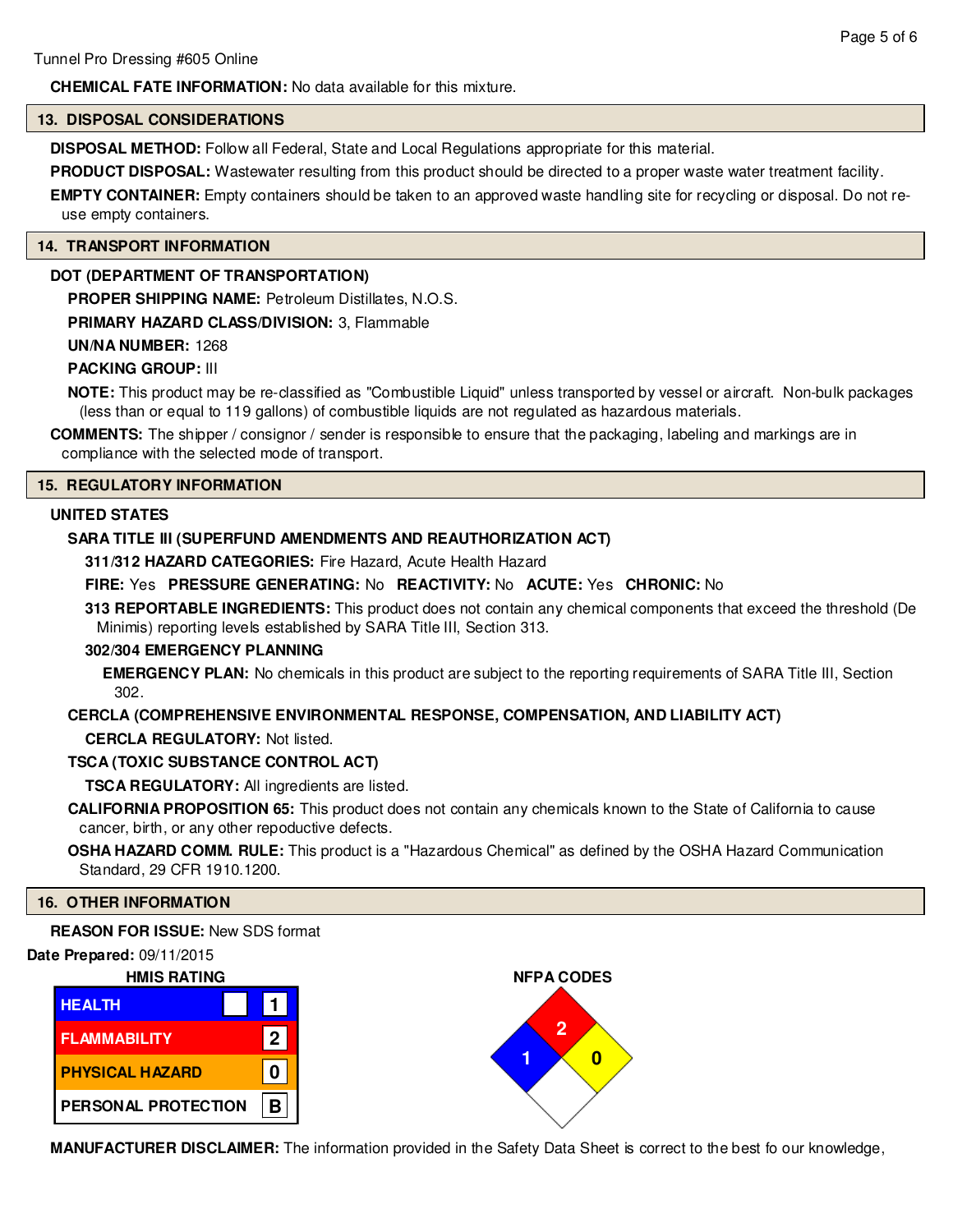CHEMICAL FATE INFORMATION: No data available for this mixture.

## 13. DISPOSAL CONSIDERATIONS

**DISPOSAL METHOD:** Follow all Federal, State and Local Regulations appropriate for this material.

**PRODUCT DISPOSAL:** Wastewater resulting from this product should be directed to a proper waste water treatment facility.

**EMPTY CONTAINER:** Empty containers should be taken to an approved waste handling site for recycling or disposal. Do not re-use empty containers.

## 14. TRANSPORT INFORMATION

**DOT (DEPARTMENT OF TRANSPORTATION)**

**PROPER SHIPPING NAME:** Petroleum Distillates, N.O.S.

**PRIMARY HAZARD CLASS/DIVISION:** 3, Flammable

**UN/NA NUMBER:** 1268

**PACKING GROUP:** III

**NOTE:** This product may be re-classified as "Combustible Liquid" unless transported by vessel or aircraft. Non-bulk packages (less than or equal to 119 gallons) of combustible liquids are not regulated as hazardous materials.

**COMMENTS:** The shipper / consignor / sender is responsible to ensure that the packaging, labeling and markings are in compliance with the selected mode of transport.

## 15. REGULATORY INFORMATION

**UNITED STATES**

**SARA TITLE III (SUPERFUND AMENDMENTS AND REAUTHORIZATION ACT)**

**311/312 HAZARD CATEGORIES:** Fire Hazard, Acute Health Hazard

**FIRE:** Yes **PRESSURE GENERATING:** No **REACTIVITY:** No **ACUTE:** Yes **CHRONIC:** No

**313 REPORTABLE INGREDIENTS:** This product does not contain any chemical components that exceed the threshold (De Minimis) reporting levels established by SARA Title III, Section 313.

**302/304 EMERGENCY PLANNING**

**EMERGENCY PLAN:** No chemicals in this product are subject to the reporting requirements of SARA Title III, Section 302.

**CERCLA (COMPREHENSIVE ENVIRONMENTAL RESPONSE, COMPENSATION, AND LIABILITY ACT)**

**CERCLA REGULATORY:** Not listed.

**TSCA (TOXIC SUBSTANCE CONTROL ACT)**

**TSCA REGULATORY:** All ingredients are listed.

**CALIFORNIA PROPOSITION 65:** This product does not contain any chemicals known to the State of California to cause cancer, birth, or any other repoductive defects.

**OSHA HAZARD COMM. RULE:** This product is a "Hazardous Chemical" as defined by the OSHA Hazard Communication Standard, 29 CFR 1910.1200.

## 16. OTHER INFORMATION

**REASON FOR ISSUE:** New SDS format

**Date Prepared:** 09/11/2015

**HMIS RATING**

| | |
|---|---|
| HEALTH | 1 |
| FLAMMABILITY | 2 |
| PHYSICAL HAZARD | 0 |
| PERSONAL PROTECTION | B |

**NFPA CODES**

| Health | Flammability | Reactivity | Special |
|---|---|---|---|
| 1 | 2 | 0 | |

**MANUFACTURER DISCLAIMER:** The information provided in the Safety Data Sheet is correct to the best fo our knowledge,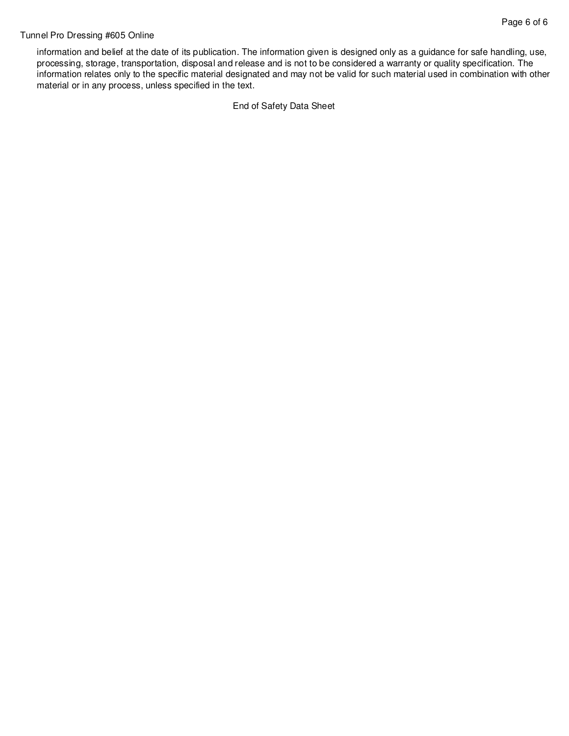information and belief at the date of its publication. The information given is designed only as a guidance for safe handling, use, processing, storage, transportation, disposal and release and is not to be considered a warranty or quality specification. The information relates only to the specific material designated and may not be valid for such material used in combination with other material or in any process, unless specified in the text.

End of Safety Data Sheet